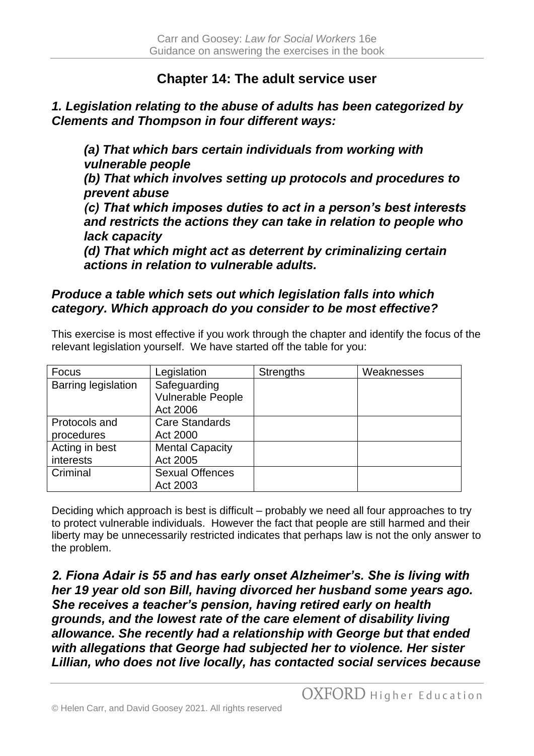## Chapter 14: The adult service user

***1. Legislation relating to the abuse of adults has been categorized by Clements and Thompson in four different ways:***

> ***(a) That which bars certain individuals from working with vulnerable people***
> ***(b) That which involves setting up protocols and procedures to prevent abuse***
> ***(c) That which imposes duties to act in a person's best interests and restricts the actions they can take in relation to people who lack capacity***
> ***(d) That which might act as deterrent by criminalizing certain actions in relation to vulnerable adults.***

***Produce a table which sets out which legislation falls into which category. Which approach do you consider to be most effective?***

This exercise is most effective if you work through the chapter and identify the focus of the relevant legislation yourself. We have started off the table for you:

| Focus | Legislation | Strengths | Weaknesses |
|---|---|---|---|
| Barring legislation | Safeguarding Vulnerable People Act 2006 | | |
| Protocols and procedures | Care Standards Act 2000 | | |
| Acting in best interests | Mental Capacity Act 2005 | | |
| Criminal | Sexual Offences Act 2003 | | |

Deciding which approach is best is difficult – probably we need all four approaches to try to protect vulnerable individuals. However the fact that people are still harmed and their liberty may be unnecessarily restricted indicates that perhaps law is not the only answer to the problem.

***2. Fiona Adair is 55 and has early onset Alzheimer's. She is living with her 19 year old son Bill, having divorced her husband some years ago. She receives a teacher's pension, having retired early on health grounds, and the lowest rate of the care element of disability living allowance. She recently had a relationship with George but that ended with allegations that George had subjected her to violence. Her sister Lillian, who does not live locally, has contacted social services because***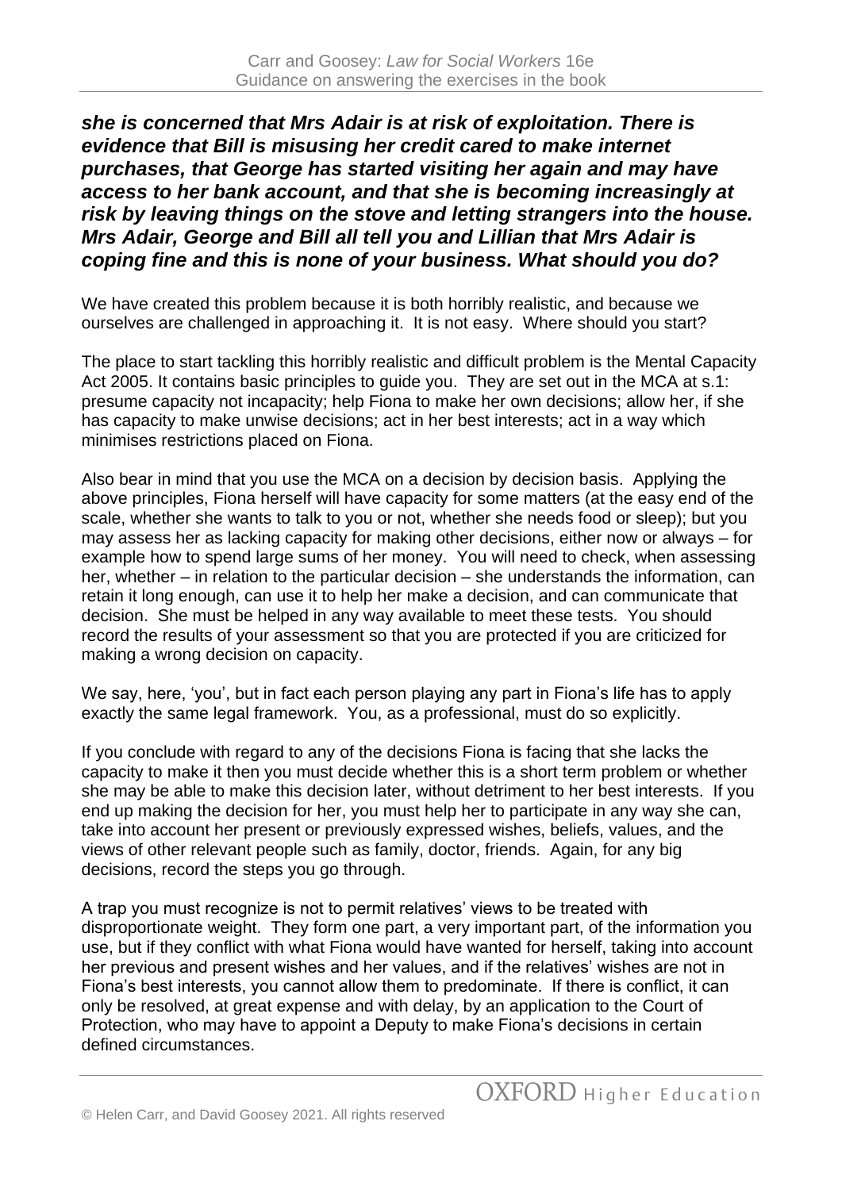***she is concerned that Mrs Adair is at risk of exploitation. There is evidence that Bill is misusing her credit cared to make internet purchases, that George has started visiting her again and may have access to her bank account, and that she is becoming increasingly at risk by leaving things on the stove and letting strangers into the house. Mrs Adair, George and Bill all tell you and Lillian that Mrs Adair is coping fine and this is none of your business. What should you do?***

We have created this problem because it is both horribly realistic, and because we ourselves are challenged in approaching it. It is not easy. Where should you start?

The place to start tackling this horribly realistic and difficult problem is the Mental Capacity Act 2005. It contains basic principles to guide you. They are set out in the MCA at s.1: presume capacity not incapacity; help Fiona to make her own decisions; allow her, if she has capacity to make unwise decisions; act in her best interests; act in a way which minimises restrictions placed on Fiona.

Also bear in mind that you use the MCA on a decision by decision basis. Applying the above principles, Fiona herself will have capacity for some matters (at the easy end of the scale, whether she wants to talk to you or not, whether she needs food or sleep); but you may assess her as lacking capacity for making other decisions, either now or always – for example how to spend large sums of her money. You will need to check, when assessing her, whether – in relation to the particular decision – she understands the information, can retain it long enough, can use it to help her make a decision, and can communicate that decision. She must be helped in any way available to meet these tests. You should record the results of your assessment so that you are protected if you are criticized for making a wrong decision on capacity.

We say, here, 'you', but in fact each person playing any part in Fiona's life has to apply exactly the same legal framework. You, as a professional, must do so explicitly.

If you conclude with regard to any of the decisions Fiona is facing that she lacks the capacity to make it then you must decide whether this is a short term problem or whether she may be able to make this decision later, without detriment to her best interests. If you end up making the decision for her, you must help her to participate in any way she can, take into account her present or previously expressed wishes, beliefs, values, and the views of other relevant people such as family, doctor, friends. Again, for any big decisions, record the steps you go through.

A trap you must recognize is not to permit relatives' views to be treated with disproportionate weight. They form one part, a very important part, of the information you use, but if they conflict with what Fiona would have wanted for herself, taking into account her previous and present wishes and her values, and if the relatives' wishes are not in Fiona's best interests, you cannot allow them to predominate. If there is conflict, it can only be resolved, at great expense and with delay, by an application to the Court of Protection, who may have to appoint a Deputy to make Fiona's decisions in certain defined circumstances.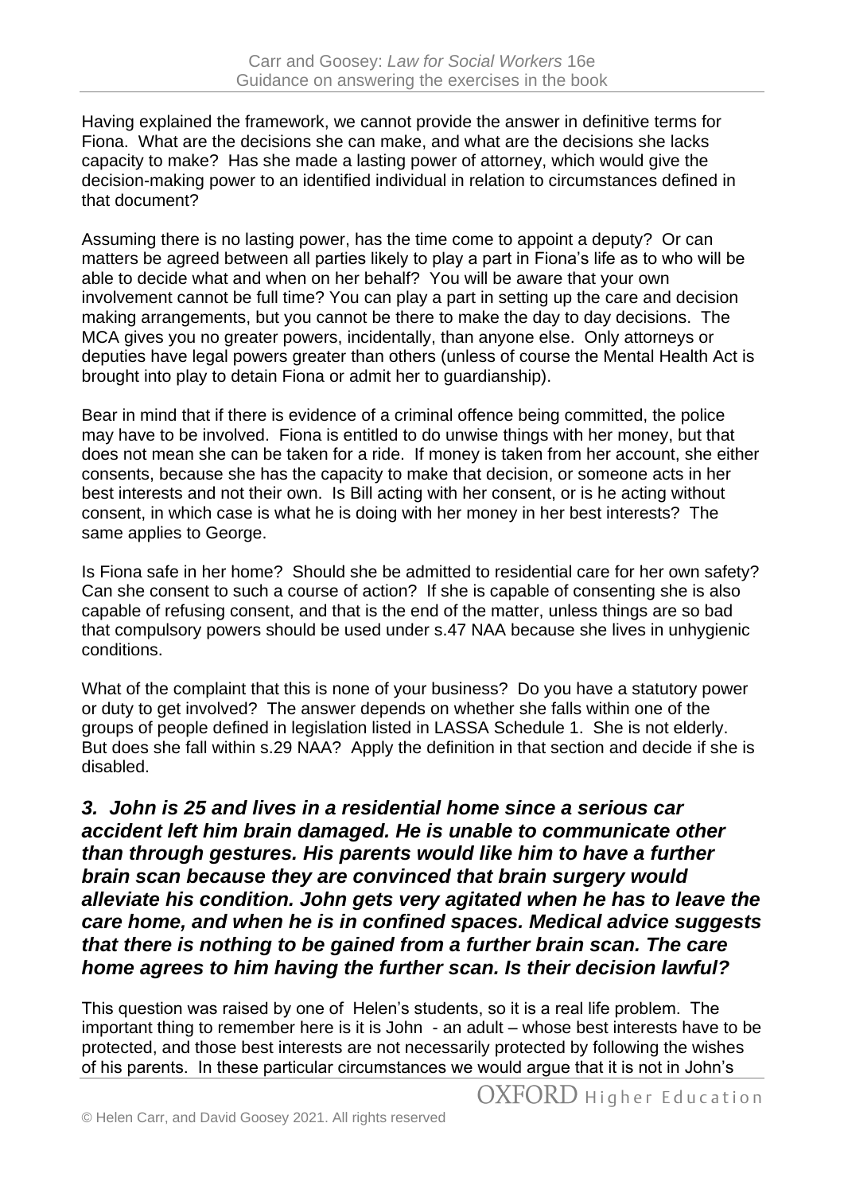Having explained the framework, we cannot provide the answer in definitive terms for Fiona. What are the decisions she can make, and what are the decisions she lacks capacity to make? Has she made a lasting power of attorney, which would give the decision-making power to an identified individual in relation to circumstances defined in that document?

Assuming there is no lasting power, has the time come to appoint a deputy? Or can matters be agreed between all parties likely to play a part in Fiona's life as to who will be able to decide what and when on her behalf? You will be aware that your own involvement cannot be full time? You can play a part in setting up the care and decision making arrangements, but you cannot be there to make the day to day decisions. The MCA gives you no greater powers, incidentally, than anyone else. Only attorneys or deputies have legal powers greater than others (unless of course the Mental Health Act is brought into play to detain Fiona or admit her to guardianship).

Bear in mind that if there is evidence of a criminal offence being committed, the police may have to be involved. Fiona is entitled to do unwise things with her money, but that does not mean she can be taken for a ride. If money is taken from her account, she either consents, because she has the capacity to make that decision, or someone acts in her best interests and not their own. Is Bill acting with her consent, or is he acting without consent, in which case is what he is doing with her money in her best interests? The same applies to George.

Is Fiona safe in her home? Should she be admitted to residential care for her own safety? Can she consent to such a course of action? If she is capable of consenting she is also capable of refusing consent, and that is the end of the matter, unless things are so bad that compulsory powers should be used under s.47 NAA because she lives in unhygienic conditions.

What of the complaint that this is none of your business? Do you have a statutory power or duty to get involved? The answer depends on whether she falls within one of the groups of people defined in legislation listed in LASSA Schedule 1. She is not elderly. But does she fall within s.29 NAA? Apply the definition in that section and decide if she is disabled.

### *3. John is 25 and lives in a residential home since a serious car accident left him brain damaged. He is unable to communicate other than through gestures. His parents would like him to have a further brain scan because they are convinced that brain surgery would alleviate his condition. John gets very agitated when he has to leave the care home, and when he is in confined spaces. Medical advice suggests that there is nothing to be gained from a further brain scan. The care home agrees to him having the further scan. Is their decision lawful?*

This question was raised by one of Helen's students, so it is a real life problem. The important thing to remember here is it is John - an adult – whose best interests have to be protected, and those best interests are not necessarily protected by following the wishes of his parents. In these particular circumstances we would argue that it is not in John's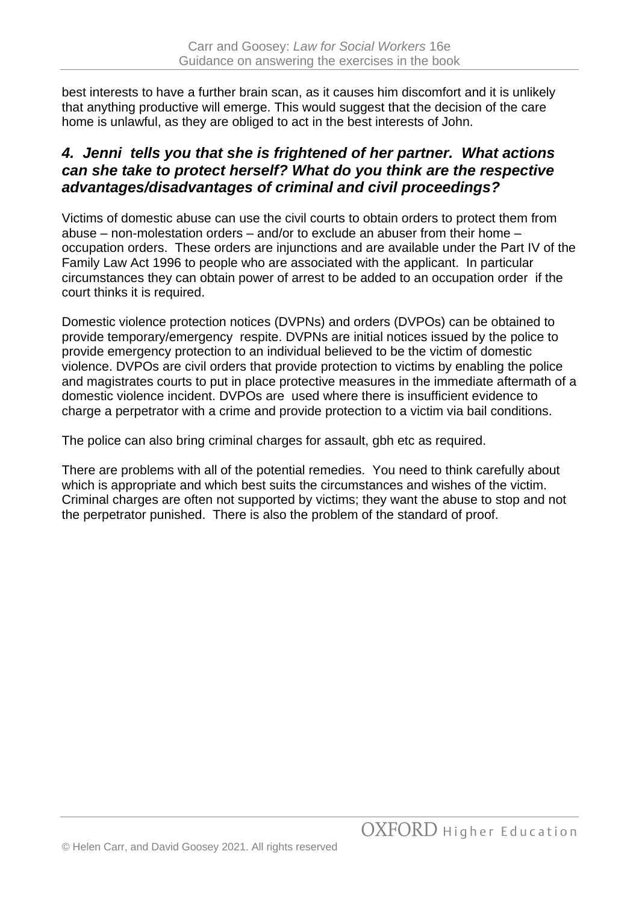best interests to have a further brain scan, as it causes him discomfort and it is unlikely that anything productive will emerge. This would suggest that the decision of the care home is unlawful, as they are obliged to act in the best interests of John.

### *4. Jenni tells you that she is frightened of her partner. What actions can she take to protect herself? What do you think are the respective advantages/disadvantages of criminal and civil proceedings?*

Victims of domestic abuse can use the civil courts to obtain orders to protect them from abuse – non-molestation orders – and/or to exclude an abuser from their home – occupation orders. These orders are injunctions and are available under the Part IV of the Family Law Act 1996 to people who are associated with the applicant. In particular circumstances they can obtain power of arrest to be added to an occupation order if the court thinks it is required.

Domestic violence protection notices (DVPNs) and orders (DVPOs) can be obtained to provide temporary/emergency respite. DVPNs are initial notices issued by the police to provide emergency protection to an individual believed to be the victim of domestic violence. DVPOs are civil orders that provide protection to victims by enabling the police and magistrates courts to put in place protective measures in the immediate aftermath of a domestic violence incident. DVPOs are used where there is insufficient evidence to charge a perpetrator with a crime and provide protection to a victim via bail conditions.

The police can also bring criminal charges for assault, gbh etc as required.

There are problems with all of the potential remedies. You need to think carefully about which is appropriate and which best suits the circumstances and wishes of the victim. Criminal charges are often not supported by victims; they want the abuse to stop and not the perpetrator punished. There is also the problem of the standard of proof.